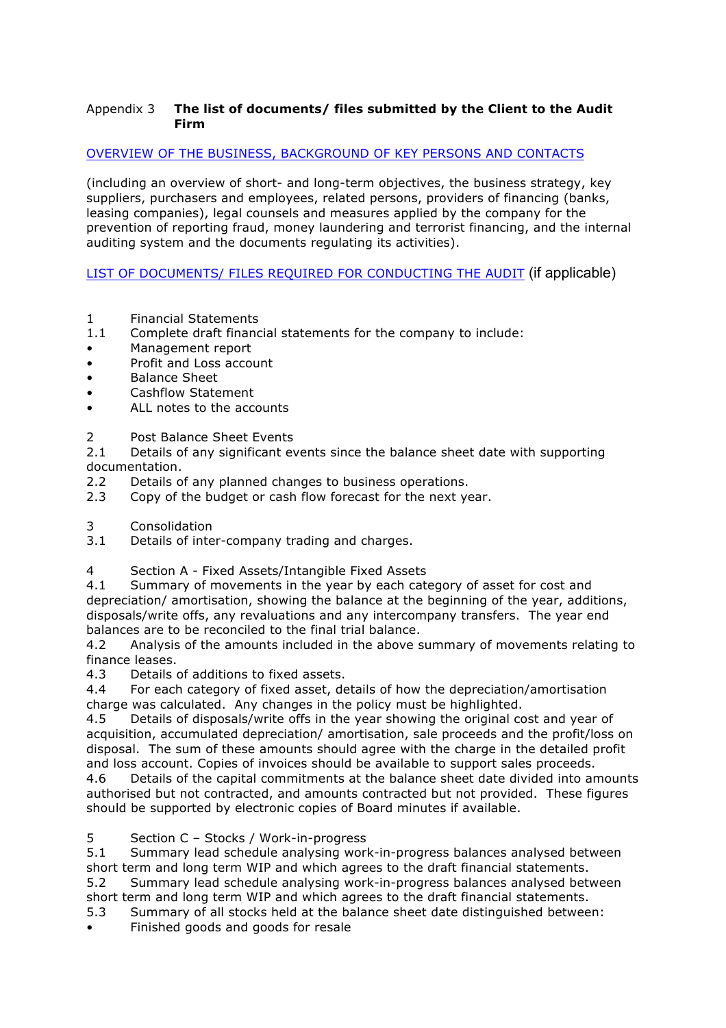Appendix 3 **The list of documents/ files submitted by the Client to the Audit Firm**

OVERVIEW OF THE BUSINESS, BACKGROUND OF KEY PERSONS AND CONTACTS

(including an overview of short- and long-term objectives, the business strategy, key suppliers, purchasers and employees, related persons, providers of financing (banks, leasing companies), legal counsels and measures applied by the company for the prevention of reporting fraud, money laundering and terrorist financing, and the internal auditing system and the documents regulating its activities).

LIST OF DOCUMENTS/ FILES REQUIRED FOR CONDUCTING THE AUDIT (if applicable)

1 Financial Statements

1.1 Complete draft financial statements for the company to include:

- Management report
- Profit and Loss account
- Balance Sheet
- Cashflow Statement
- ALL notes to the accounts

2 Post Balance Sheet Events

2.1 Details of any significant events since the balance sheet date with supporting documentation.

2.2 Details of any planned changes to business operations.

2.3 Copy of the budget or cash flow forecast for the next year.

3 Consolidation

3.1 Details of inter-company trading and charges.

4 Section A - Fixed Assets/Intangible Fixed Assets

4.1 Summary of movements in the year by each category of asset for cost and depreciation/ amortisation, showing the balance at the beginning of the year, additions, disposals/write offs, any revaluations and any intercompany transfers. The year end balances are to be reconciled to the final trial balance.

4.2 Analysis of the amounts included in the above summary of movements relating to finance leases.

4.3 Details of additions to fixed assets.

4.4 For each category of fixed asset, details of how the depreciation/amortisation charge was calculated. Any changes in the policy must be highlighted.

4.5 Details of disposals/write offs in the year showing the original cost and year of acquisition, accumulated depreciation/ amortisation, sale proceeds and the profit/loss on disposal. The sum of these amounts should agree with the charge in the detailed profit and loss account. Copies of invoices should be available to support sales proceeds.

4.6 Details of the capital commitments at the balance sheet date divided into amounts authorised but not contracted, and amounts contracted but not provided. These figures should be supported by electronic copies of Board minutes if available.

5 Section C – Stocks / Work-in-progress

5.1 Summary lead schedule analysing work-in-progress balances analysed between short term and long term WIP and which agrees to the draft financial statements.

5.2 Summary lead schedule analysing work-in-progress balances analysed between short term and long term WIP and which agrees to the draft financial statements.

5.3 Summary of all stocks held at the balance sheet date distinguished between:

- Finished goods and goods for resale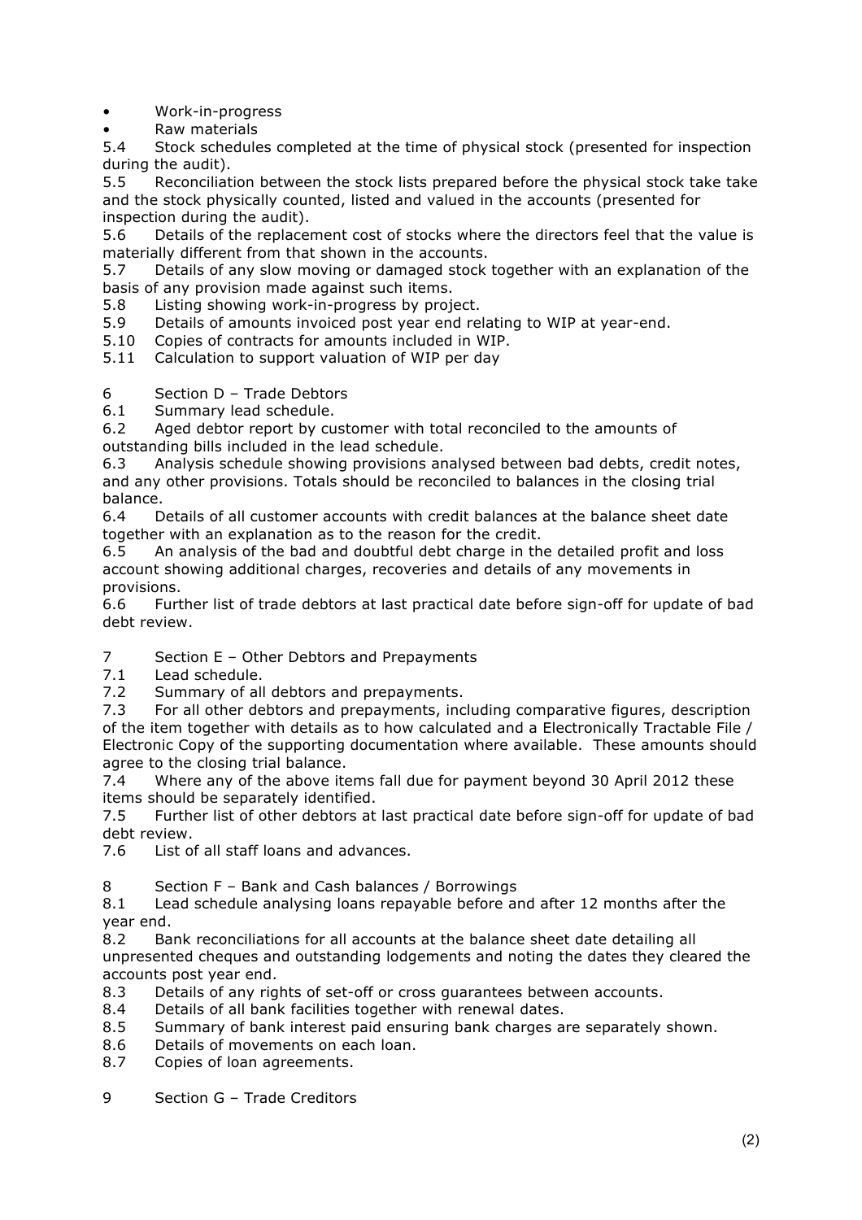- Work-in-progress
- Raw materials

5.4 Stock schedules completed at the time of physical stock (presented for inspection during the audit).

5.5 Reconciliation between the stock lists prepared before the physical stock take take and the stock physically counted, listed and valued in the accounts (presented for inspection during the audit).

5.6 Details of the replacement cost of stocks where the directors feel that the value is materially different from that shown in the accounts.

5.7 Details of any slow moving or damaged stock together with an explanation of the basis of any provision made against such items.

5.8 Listing showing work-in-progress by project.

5.9 Details of amounts invoiced post year end relating to WIP at year-end.

5.10 Copies of contracts for amounts included in WIP.

5.11 Calculation to support valuation of WIP per day

6 Section D – Trade Debtors

6.1 Summary lead schedule.

6.2 Aged debtor report by customer with total reconciled to the amounts of outstanding bills included in the lead schedule.

6.3 Analysis schedule showing provisions analysed between bad debts, credit notes, and any other provisions. Totals should be reconciled to balances in the closing trial balance.

6.4 Details of all customer accounts with credit balances at the balance sheet date together with an explanation as to the reason for the credit.

6.5 An analysis of the bad and doubtful debt charge in the detailed profit and loss account showing additional charges, recoveries and details of any movements in provisions.

6.6 Further list of trade debtors at last practical date before sign-off for update of bad debt review.

7 Section E – Other Debtors and Prepayments

7.1 Lead schedule.

7.2 Summary of all debtors and prepayments.

7.3 For all other debtors and prepayments, including comparative figures, description of the item together with details as to how calculated and a Electronically Tractable File / Electronic Copy of the supporting documentation where available. These amounts should agree to the closing trial balance.

7.4 Where any of the above items fall due for payment beyond 30 April 2012 these items should be separately identified.

7.5 Further list of other debtors at last practical date before sign-off for update of bad debt review.

7.6 List of all staff loans and advances.

8 Section F – Bank and Cash balances / Borrowings

8.1 Lead schedule analysing loans repayable before and after 12 months after the year end.

8.2 Bank reconciliations for all accounts at the balance sheet date detailing all unpresented cheques and outstanding lodgements and noting the dates they cleared the accounts post year end.

8.3 Details of any rights of set-off or cross guarantees between accounts.

8.4 Details of all bank facilities together with renewal dates.

8.5 Summary of bank interest paid ensuring bank charges are separately shown.

8.6 Details of movements on each loan.

8.7 Copies of loan agreements.

9 Section G – Trade Creditors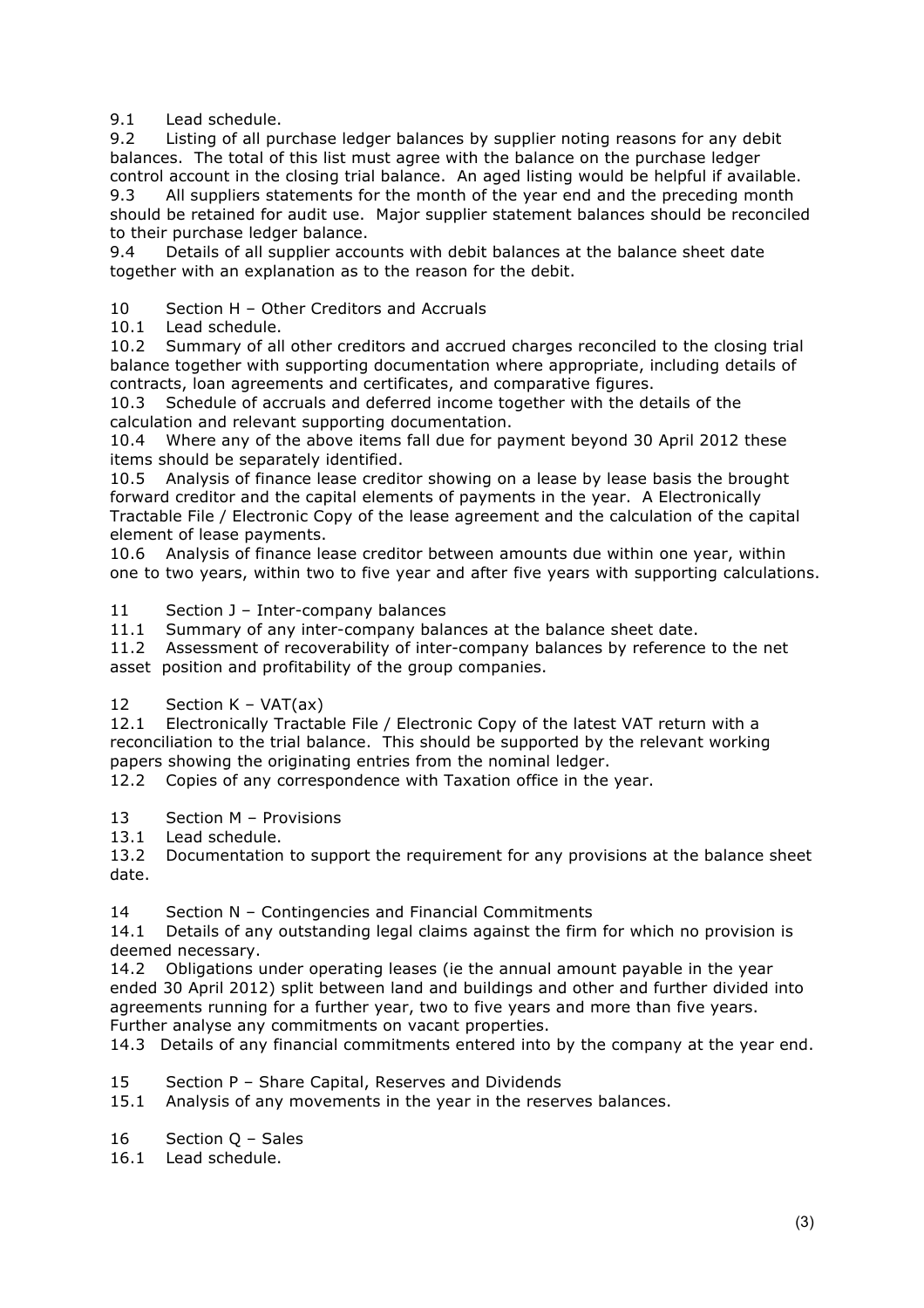9.1 Lead schedule.

9.2 Listing of all purchase ledger balances by supplier noting reasons for any debit balances. The total of this list must agree with the balance on the purchase ledger control account in the closing trial balance. An aged listing would be helpful if available.

9.3 All suppliers statements for the month of the year end and the preceding month should be retained for audit use. Major supplier statement balances should be reconciled to their purchase ledger balance.

9.4 Details of all supplier accounts with debit balances at the balance sheet date together with an explanation as to the reason for the debit.

10 Section H – Other Creditors and Accruals

10.1 Lead schedule.

10.2 Summary of all other creditors and accrued charges reconciled to the closing trial balance together with supporting documentation where appropriate, including details of contracts, loan agreements and certificates, and comparative figures.

10.3 Schedule of accruals and deferred income together with the details of the calculation and relevant supporting documentation.

10.4 Where any of the above items fall due for payment beyond 30 April 2012 these items should be separately identified.

10.5 Analysis of finance lease creditor showing on a lease by lease basis the brought forward creditor and the capital elements of payments in the year. A Electronically Tractable File / Electronic Copy of the lease agreement and the calculation of the capital element of lease payments.

10.6 Analysis of finance lease creditor between amounts due within one year, within one to two years, within two to five year and after five years with supporting calculations.

11 Section J – Inter-company balances

11.1 Summary of any inter-company balances at the balance sheet date.

11.2 Assessment of recoverability of inter-company balances by reference to the net asset position and profitability of the group companies.

12 Section K – VAT(ax)

12.1 Electronically Tractable File / Electronic Copy of the latest VAT return with a reconciliation to the trial balance. This should be supported by the relevant working papers showing the originating entries from the nominal ledger.

12.2 Copies of any correspondence with Taxation office in the year.

13 Section M – Provisions

13.1 Lead schedule.

13.2 Documentation to support the requirement for any provisions at the balance sheet date.

14 Section N – Contingencies and Financial Commitments

14.1 Details of any outstanding legal claims against the firm for which no provision is deemed necessary.

14.2 Obligations under operating leases (ie the annual amount payable in the year ended 30 April 2012) split between land and buildings and other and further divided into agreements running for a further year, two to five years and more than five years. Further analyse any commitments on vacant properties.

14.3 Details of any financial commitments entered into by the company at the year end.

15 Section P – Share Capital, Reserves and Dividends

15.1 Analysis of any movements in the year in the reserves balances.

16 Section Q – Sales

16.1 Lead schedule.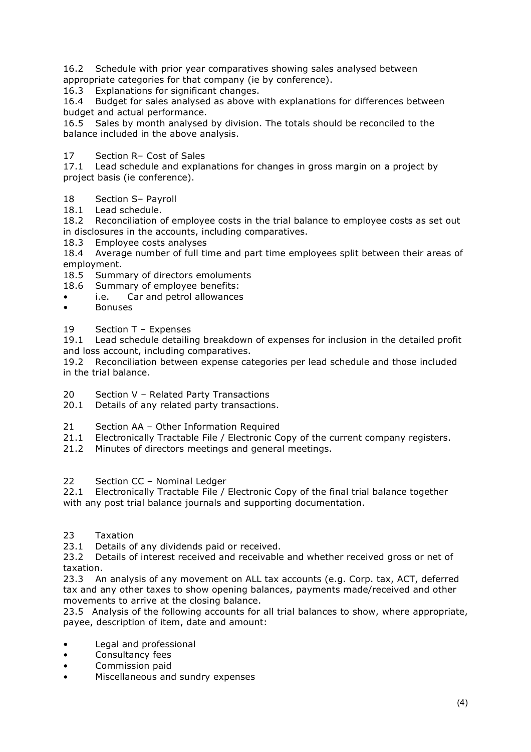16.2 Schedule with prior year comparatives showing sales analysed between appropriate categories for that company (ie by conference).

16.3 Explanations for significant changes.

16.4 Budget for sales analysed as above with explanations for differences between budget and actual performance.

16.5 Sales by month analysed by division. The totals should be reconciled to the balance included in the above analysis.

17 Section R– Cost of Sales

17.1 Lead schedule and explanations for changes in gross margin on a project by project basis (ie conference).

18 Section S– Payroll

18.1 Lead schedule.

18.2 Reconciliation of employee costs in the trial balance to employee costs as set out in disclosures in the accounts, including comparatives.

18.3 Employee costs analyses

18.4 Average number of full time and part time employees split between their areas of employment.

18.5 Summary of directors emoluments

18.6 Summary of employee benefits:

- i.e. Car and petrol allowances
- Bonuses

19 Section T – Expenses

19.1 Lead schedule detailing breakdown of expenses for inclusion in the detailed profit and loss account, including comparatives.

19.2 Reconciliation between expense categories per lead schedule and those included in the trial balance.

20 Section V – Related Party Transactions

20.1 Details of any related party transactions.

21 Section AA – Other Information Required

21.1 Electronically Tractable File / Electronic Copy of the current company registers.

21.2 Minutes of directors meetings and general meetings.

22 Section CC – Nominal Ledger

22.1 Electronically Tractable File / Electronic Copy of the final trial balance together with any post trial balance journals and supporting documentation.

23 Taxation

23.1 Details of any dividends paid or received.

23.2 Details of interest received and receivable and whether received gross or net of taxation.

23.3 An analysis of any movement on ALL tax accounts (e.g. Corp. tax, ACT, deferred tax and any other taxes to show opening balances, payments made/received and other movements to arrive at the closing balance.

23.5 Analysis of the following accounts for all trial balances to show, where appropriate, payee, description of item, date and amount:

- Legal and professional
- Consultancy fees
- Commission paid
- Miscellaneous and sundry expenses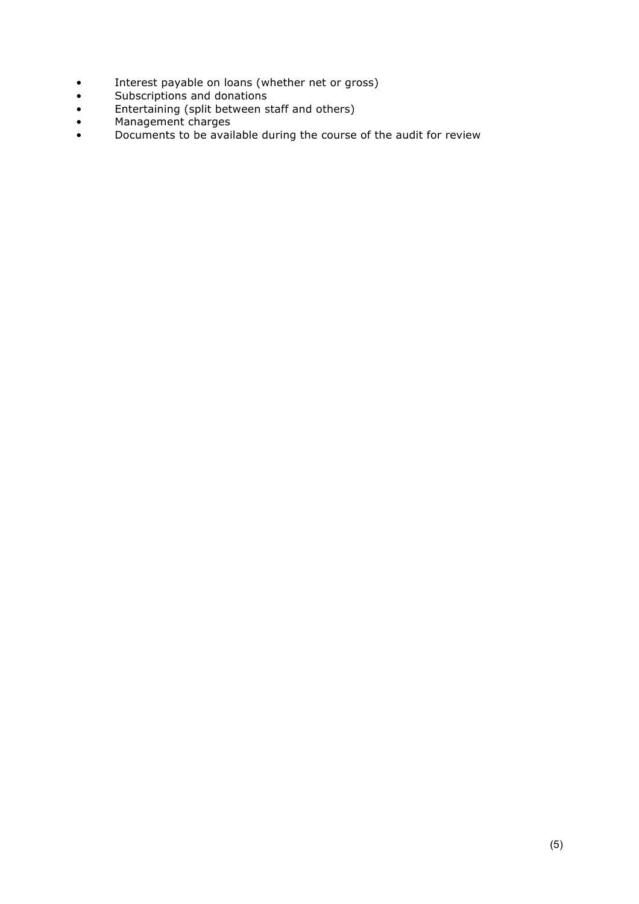- Interest payable on loans (whether net or gross)
- Subscriptions and donations
- Entertaining (split between staff and others)
- Management charges
- Documents to be available during the course of the audit for review